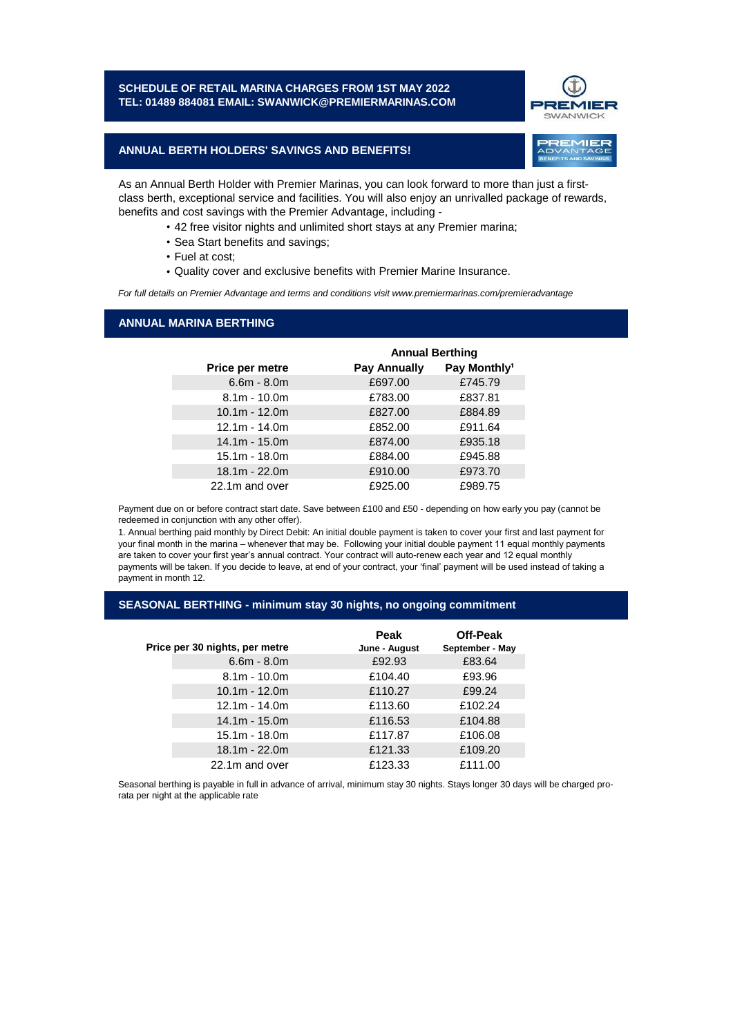## SCHEDULE OF RETAIL MARINA CHARGES FROM 1ST MAY 2022
**TEL: 01489 884081 EMAIL: SWANWICK@PREMIERMARINAS.COM**

## ANNUAL BERTH HOLDERS' SAVINGS AND BENEFITS!

As an Annual Berth Holder with Premier Marinas, you can look forward to more than just a first-class berth, exceptional service and facilities. You will also enjoy an unrivalled package of rewards, benefits and cost savings with the Premier Advantage, including -

- 42 free visitor nights and unlimited short stays at any Premier marina;
- Sea Start benefits and savings;
- Fuel at cost;
- Quality cover and exclusive benefits with Premier Marine Insurance.

*For full details on Premier Advantage and terms and conditions visit www.premiermarinas.com/premieradvantage*

## ANNUAL MARINA BERTHING

| | Annual Berthing | |
|---|---|---|
| **Price per metre** | **Pay Annually** | **Pay Monthly[1]** |
| 6.6m - 8.0m | £697.00 | £745.79 |
| 8.1m - 10.0m | £783.00 | £837.81 |
| 10.1m - 12.0m | £827.00 | £884.89 |
| 12.1m - 14.0m | £852.00 | £911.64 |
| 14.1m - 15.0m | £874.00 | £935.18 |
| 15.1m - 18.0m | £884.00 | £945.88 |
| 18.1m - 22.0m | £910.00 | £973.70 |
| 22.1m and over | £925.00 | £989.75 |

Payment due on or before contract start date. Save between £100 and £50 - depending on how early you pay (cannot be redeemed in conjunction with any other offer).

1. Annual berthing paid monthly by Direct Debit: An initial double payment is taken to cover your first and last payment for your final month in the marina – whenever that may be. Following your initial double payment 11 equal monthly payments are taken to cover your first year's annual contract. Your contract will auto-renew each year and 12 equal monthly payments will be taken. If you decide to leave, at end of your contract, your 'final' payment will be used instead of taking a payment in month 12.

## SEASONAL BERTHING - minimum stay 30 nights, no ongoing commitment

| Price per 30 nights, per metre | Peak<br>June - August | Off-Peak<br>September - May |
|---|---|---|
| 6.6m - 8.0m | £92.93 | £83.64 |
| 8.1m - 10.0m | £104.40 | £93.96 |
| 10.1m - 12.0m | £110.27 | £99.24 |
| 12.1m - 14.0m | £113.60 | £102.24 |
| 14.1m - 15.0m | £116.53 | £104.88 |
| 15.1m - 18.0m | £117.87 | £106.08 |
| 18.1m - 22.0m | £121.33 | £109.20 |
| 22.1m and over | £123.33 | £111.00 |

Seasonal berthing is payable in full in advance of arrival, minimum stay 30 nights. Stays longer 30 days will be charged pro-rata per night at the applicable rate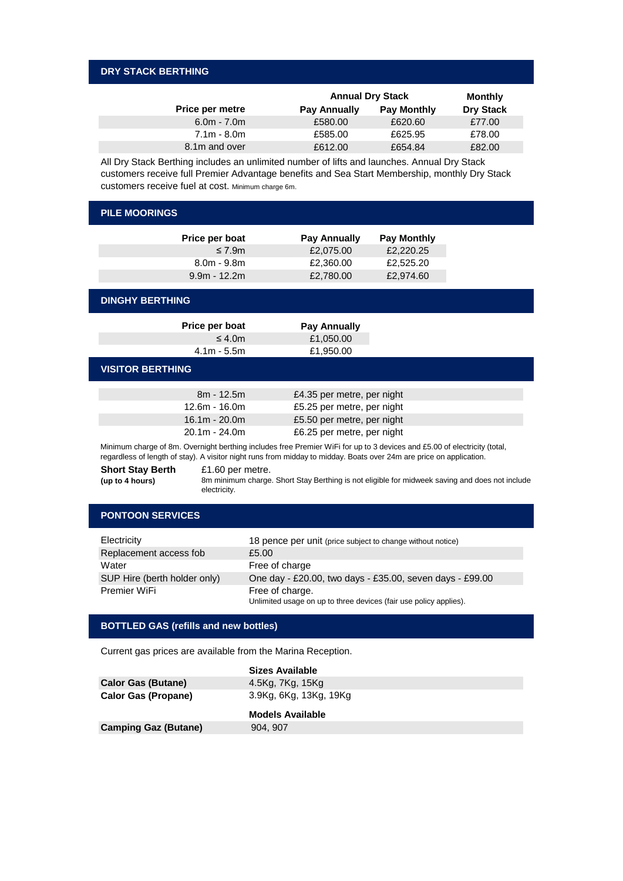## DRY STACK BERTHING

| Price per metre | Annual Dry Stack | | Monthly Dry Stack |
|---|---|---|---|
| | Pay Annually | Pay Monthly | |
| 6.0m - 7.0m | £580.00 | £620.60 | £77.00 |
| 7.1m - 8.0m | £585.00 | £625.95 | £78.00 |
| 8.1m and over | £612.00 | £654.84 | £82.00 |

All Dry Stack Berthing includes an unlimited number of lifts and launches. Annual Dry Stack customers receive full Premier Advantage benefits and Sea Start Membership, monthly Dry Stack customers receive fuel at cost. Minimum charge 6m.

## PILE MOORINGS

| Price per boat | Pay Annually | Pay Monthly |
|---|---|---|
| ≤ 7.9m | £2,075.00 | £2,220.25 |
| 8.0m - 9.8m | £2,360.00 | £2,525.20 |
| 9.9m - 12.2m | £2,780.00 | £2,974.60 |

## DINGHY BERTHING

| Price per boat | Pay Annually |
|---|---|
| ≤ 4.0m | £1,050.00 |
| 4.1m - 5.5m | £1,950.00 |

## VISITOR BERTHING

| | |
|---|---|
| 8m - 12.5m | £4.35 per metre, per night |
| 12.6m - 16.0m | £5.25 per metre, per night |
| 16.1m - 20.0m | £5.50 per metre, per night |
| 20.1m - 24.0m | £6.25 per metre, per night |

Minimum charge of 8m. Overnight berthing includes free Premier WiFi for up to 3 devices and £5.00 of electricity (total, regardless of length of stay). A visitor night runs from midday to midday. Boats over 24m are price on application.

**Short Stay Berth (up to 4 hours)** £1.60 per metre.
8m minimum charge. Short Stay Berthing is not eligible for midweek saving and does not include electricity.

## PONTOON SERVICES

| | |
|---|---|
| Electricity | 18 pence per unit (price subject to change without notice) |
| Replacement access fob | £5.00 |
| Water | Free of charge |
| SUP Hire (berth holder only) | One day - £20.00, two days - £35.00, seven days - £99.00 |
| Premier WiFi | Free of charge. Unlimited usage on up to three devices (fair use policy applies). |

## BOTTLED GAS (refills and new bottles)

Current gas prices are available from the Marina Reception.

| | Sizes Available |
|---|---|
| **Calor Gas (Butane)** | 4.5Kg, 7Kg, 15Kg |
| **Calor Gas (Propane)** | 3.9Kg, 6Kg, 13Kg, 19Kg |

| | Models Available |
|---|---|
| **Camping Gaz (Butane)** | 904, 907 |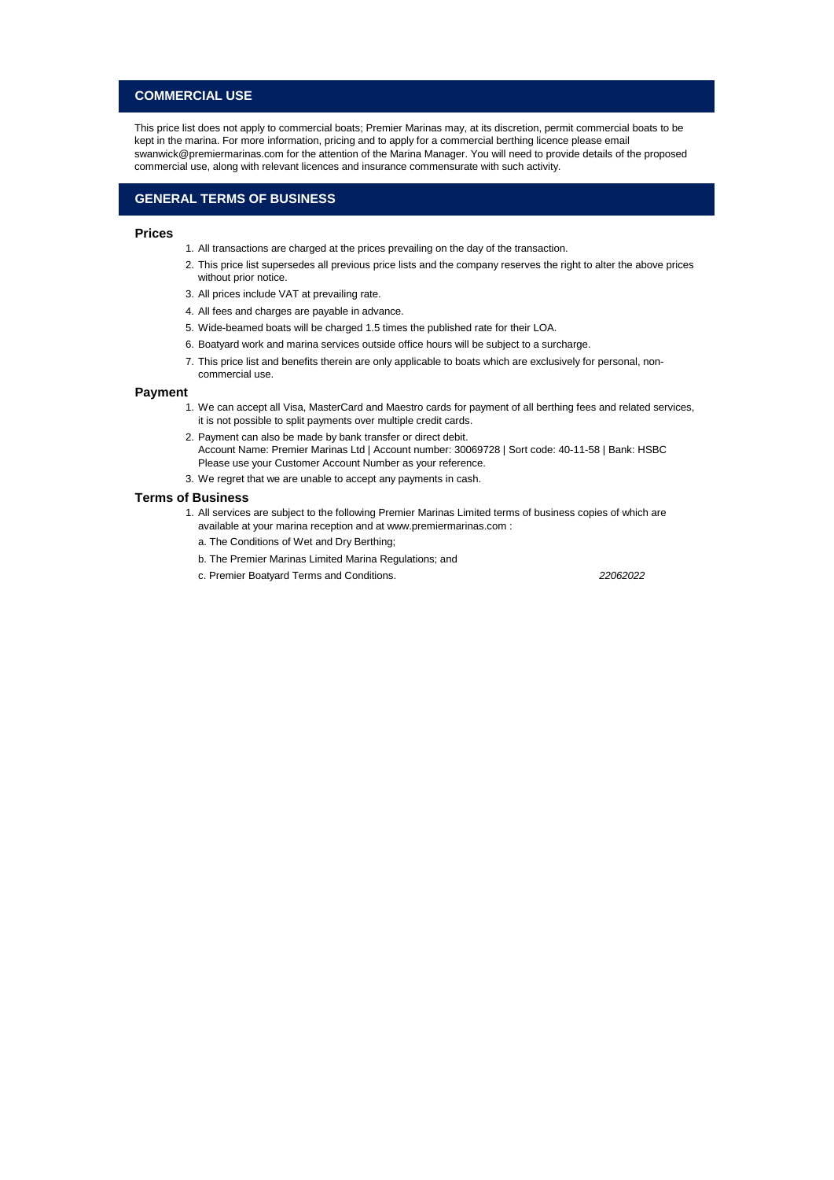## COMMERCIAL USE

This price list does not apply to commercial boats; Premier Marinas may, at its discretion, permit commercial boats to be kept in the marina. For more information, pricing and to apply for a commercial berthing licence please email swanwick@premiermarinas.com for the attention of the Marina Manager. You will need to provide details of the proposed commercial use, along with relevant licences and insurance commensurate with such activity.

## GENERAL TERMS OF BUSINESS

### Prices

1. All transactions are charged at the prices prevailing on the day of the transaction.
2. This price list supersedes all previous price lists and the company reserves the right to alter the above prices without prior notice.
3. All prices include VAT at prevailing rate.
4. All fees and charges are payable in advance.
5. Wide-beamed boats will be charged 1.5 times the published rate for their LOA.
6. Boatyard work and marina services outside office hours will be subject to a surcharge.
7. This price list and benefits therein are only applicable to boats which are exclusively for personal, non-commercial use.

### Payment

1. We can accept all Visa, MasterCard and Maestro cards for payment of all berthing fees and related services, it is not possible to split payments over multiple credit cards.
2. Payment can also be made by bank transfer or direct debit.
   Account Name: Premier Marinas Ltd | Account number: 30069728 | Sort code: 40-11-58 | Bank: HSBC
   Please use your Customer Account Number as your reference.
3. We regret that we are unable to accept any payments in cash.

### Terms of Business

1. All services are subject to the following Premier Marinas Limited terms of business copies of which are available at your marina reception and at www.premiermarinas.com :
   a. The Conditions of Wet and Dry Berthing;
   b. The Premier Marinas Limited Marina Regulations; and
   c. Premier Boatyard Terms and Conditions.

*22062022*